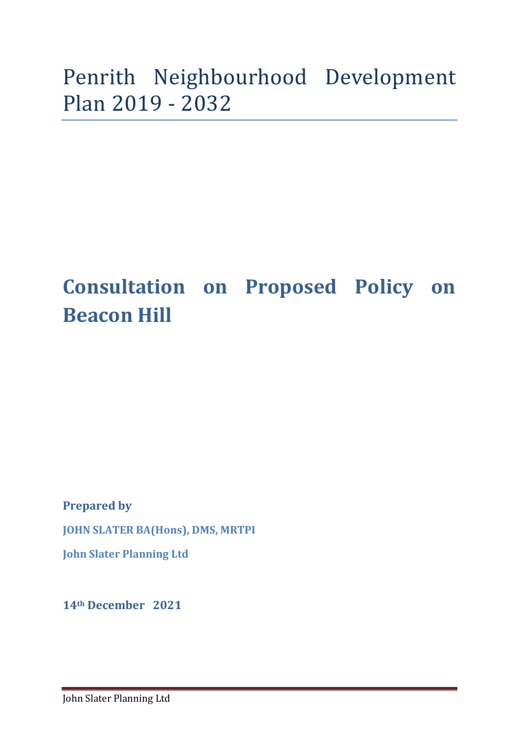# Penrith Neighbourhood Development Plan 2019 - 2032

## Consultation on Proposed Policy on Beacon Hill

**Prepared by**

**JOHN SLATER BA(Hons), DMS, MRTPI**

**John Slater Planning Ltd**

**14th December 2021**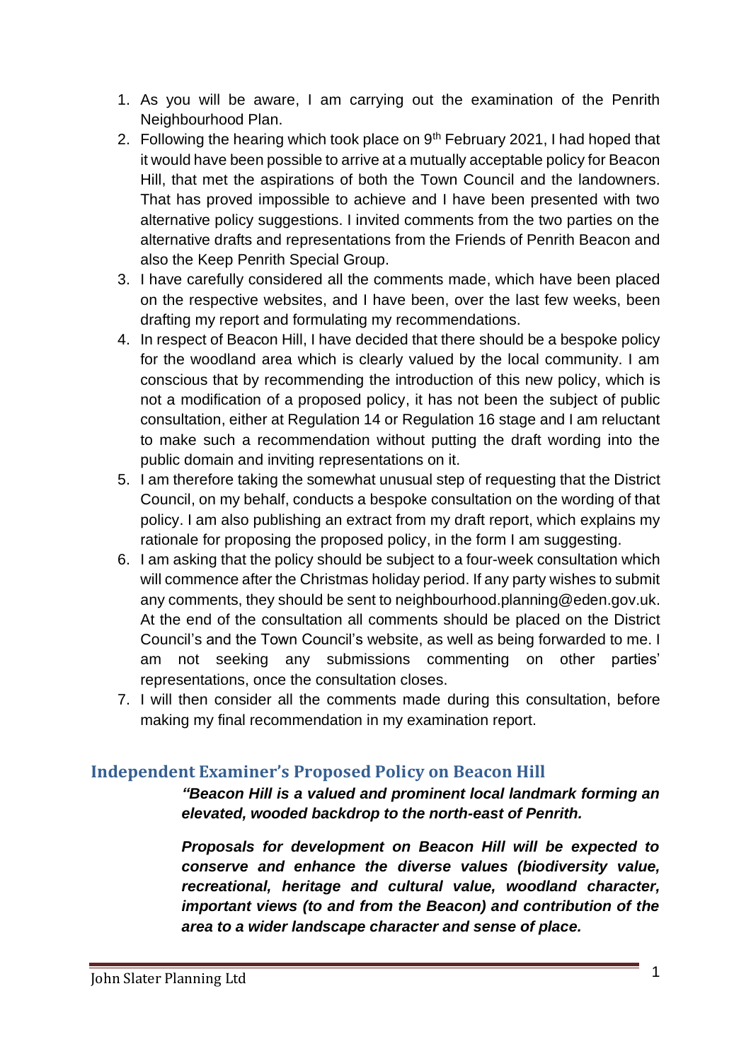1. As you will be aware, I am carrying out the examination of the Penrith Neighbourhood Plan.
2. Following the hearing which took place on 9th February 2021, I had hoped that it would have been possible to arrive at a mutually acceptable policy for Beacon Hill, that met the aspirations of both the Town Council and the landowners. That has proved impossible to achieve and I have been presented with two alternative policy suggestions. I invited comments from the two parties on the alternative drafts and representations from the Friends of Penrith Beacon and also the Keep Penrith Special Group.
3. I have carefully considered all the comments made, which have been placed on the respective websites, and I have been, over the last few weeks, been drafting my report and formulating my recommendations.
4. In respect of Beacon Hill, I have decided that there should be a bespoke policy for the woodland area which is clearly valued by the local community. I am conscious that by recommending the introduction of this new policy, which is not a modification of a proposed policy, it has not been the subject of public consultation, either at Regulation 14 or Regulation 16 stage and I am reluctant to make such a recommendation without putting the draft wording into the public domain and inviting representations on it.
5. I am therefore taking the somewhat unusual step of requesting that the District Council, on my behalf, conducts a bespoke consultation on the wording of that policy. I am also publishing an extract from my draft report, which explains my rationale for proposing the proposed policy, in the form I am suggesting.
6. I am asking that the policy should be subject to a four-week consultation which will commence after the Christmas holiday period. If any party wishes to submit any comments, they should be sent to neighbourhood.planning@eden.gov.uk. At the end of the consultation all comments should be placed on the District Council's and the Town Council's website, as well as being forwarded to me. I am not seeking any submissions commenting on other parties' representations, once the consultation closes.
7. I will then consider all the comments made during this consultation, before making my final recommendation in my examination report.

## Independent Examiner's Proposed Policy on Beacon Hill

***"Beacon Hill is a valued and prominent local landmark forming an elevated, wooded backdrop to the north-east of Penrith.***

***Proposals for development on Beacon Hill will be expected to conserve and enhance the diverse values (biodiversity value, recreational, heritage and cultural value, woodland character, important views (to and from the Beacon) and contribution of the area to a wider landscape character and sense of place.***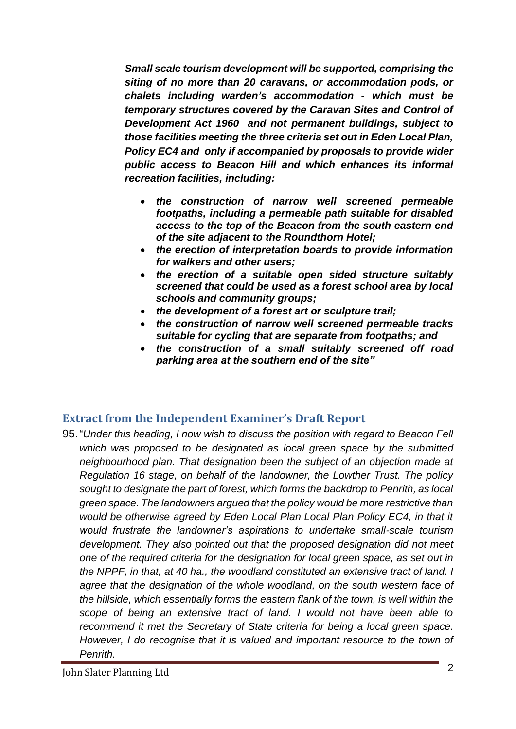***Small scale tourism development will be supported, comprising the siting of no more than 20 caravans, or accommodation pods, or chalets including warden's accommodation - which must be temporary structures covered by the Caravan Sites and Control of Development Act 1960 and not permanent buildings, subject to those facilities meeting the three criteria set out in Eden Local Plan, Policy EC4 and only if accompanied by proposals to provide wider public access to Beacon Hill and which enhances its informal recreation facilities, including:***

- ***the construction of narrow well screened permeable footpaths, including a permeable path suitable for disabled access to the top of the Beacon from the south eastern end of the site adjacent to the Roundthorn Hotel;***
- ***the erection of interpretation boards to provide information for walkers and other users;***
- ***the erection of a suitable open sided structure suitably screened that could be used as a forest school area by local schools and community groups;***
- ***the development of a forest art or sculpture trail;***
- ***the construction of narrow well screened permeable tracks suitable for cycling that are separate from footpaths; and***
- ***the construction of a small suitably screened off road parking area at the southern end of the site"***

## Extract from the Independent Examiner's Draft Report

95. "*Under this heading, I now wish to discuss the position with regard to Beacon Fell which was proposed to be designated as local green space by the submitted neighbourhood plan. That designation been the subject of an objection made at Regulation 16 stage, on behalf of the landowner, the Lowther Trust. The policy sought to designate the part of forest, which forms the backdrop to Penrith, as local green space. The landowners argued that the policy would be more restrictive than would be otherwise agreed by Eden Local Plan Local Plan Policy EC4, in that it would frustrate the landowner's aspirations to undertake small-scale tourism development. They also pointed out that the proposed designation did not meet one of the required criteria for the designation for local green space, as set out in the NPPF, in that, at 40 ha., the woodland constituted an extensive tract of land. I agree that the designation of the whole woodland, on the south western face of the hillside, which essentially forms the eastern flank of the town, is well within the scope of being an extensive tract of land. I would not have been able to recommend it met the Secretary of State criteria for being a local green space. However, I do recognise that it is valued and important resource to the town of Penrith.*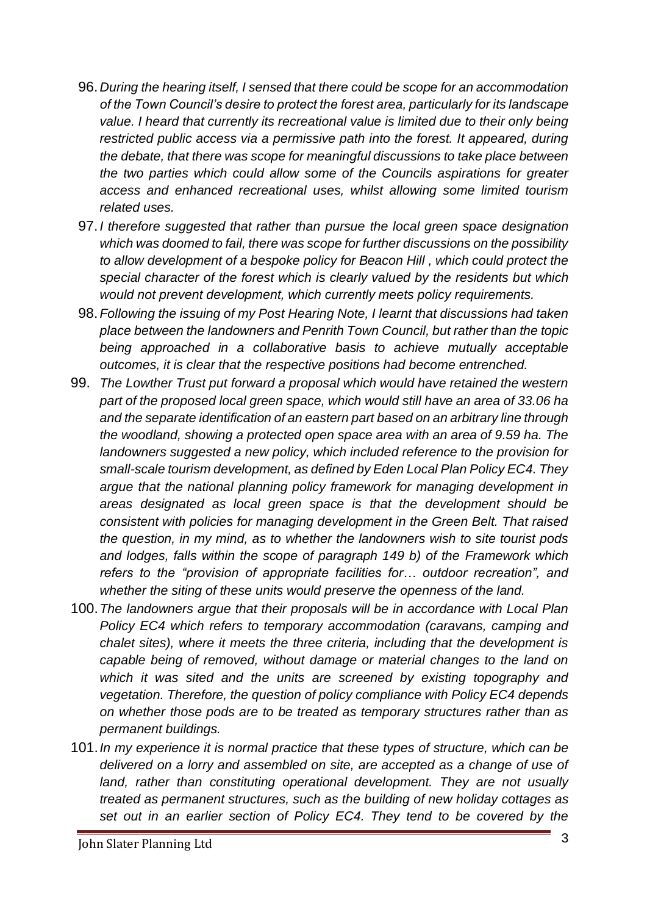96. *During the hearing itself, I sensed that there could be scope for an accommodation of the Town Council's desire to protect the forest area, particularly for its landscape value. I heard that currently its recreational value is limited due to their only being restricted public access via a permissive path into the forest. It appeared, during the debate, that there was scope for meaningful discussions to take place between the two parties which could allow some of the Councils aspirations for greater access and enhanced recreational uses, whilst allowing some limited tourism related uses.*

97. *I therefore suggested that rather than pursue the local green space designation which was doomed to fail, there was scope for further discussions on the possibility to allow development of a bespoke policy for Beacon Hill , which could protect the special character of the forest which is clearly valued by the residents but which would not prevent development, which currently meets policy requirements.*

98. *Following the issuing of my Post Hearing Note, I learnt that discussions had taken place between the landowners and Penrith Town Council, but rather than the topic being approached in a collaborative basis to achieve mutually acceptable outcomes, it is clear that the respective positions had become entrenched.*

99. *The Lowther Trust put forward a proposal which would have retained the western part of the proposed local green space, which would still have an area of 33.06 ha and the separate identification of an eastern part based on an arbitrary line through the woodland, showing a protected open space area with an area of 9.59 ha. The landowners suggested a new policy, which included reference to the provision for small-scale tourism development, as defined by Eden Local Plan Policy EC4. They argue that the national planning policy framework for managing development in areas designated as local green space is that the development should be consistent with policies for managing development in the Green Belt. That raised the question, in my mind, as to whether the landowners wish to site tourist pods and lodges, falls within the scope of paragraph 149 b) of the Framework which refers to the "provision of appropriate facilities for… outdoor recreation", and whether the siting of these units would preserve the openness of the land.*

100. *The landowners argue that their proposals will be in accordance with Local Plan Policy EC4 which refers to temporary accommodation (caravans, camping and chalet sites), where it meets the three criteria, including that the development is capable being of removed, without damage or material changes to the land on which it was sited and the units are screened by existing topography and vegetation. Therefore, the question of policy compliance with Policy EC4 depends on whether those pods are to be treated as temporary structures rather than as permanent buildings.*

101. *In my experience it is normal practice that these types of structure, which can be delivered on a lorry and assembled on site, are accepted as a change of use of land, rather than constituting operational development. They are not usually treated as permanent structures, such as the building of new holiday cottages as set out in an earlier section of Policy EC4. They tend to be covered by the*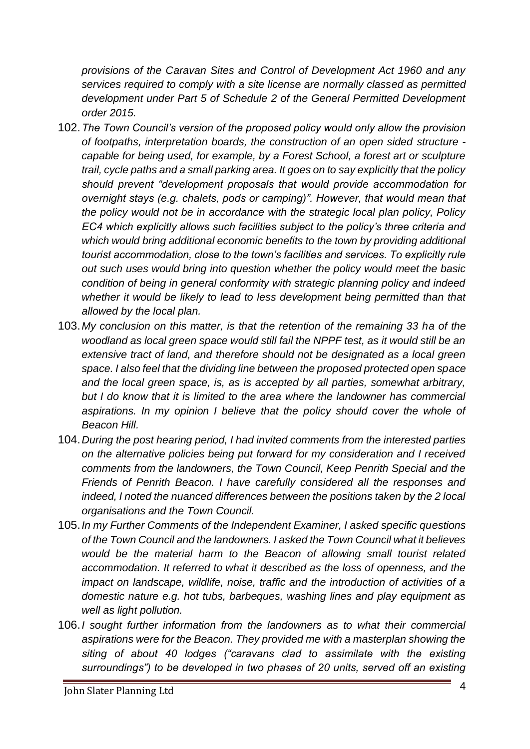*provisions of the Caravan Sites and Control of Development Act 1960 and any services required to comply with a site license are normally classed as permitted development under Part 5 of Schedule 2 of the General Permitted Development order 2015.*

102. *The Town Council's version of the proposed policy would only allow the provision of footpaths, interpretation boards, the construction of an open sided structure - capable for being used, for example, by a Forest School, a forest art or sculpture trail, cycle paths and a small parking area. It goes on to say explicitly that the policy should prevent "development proposals that would provide accommodation for overnight stays (e.g. chalets, pods or camping)". However, that would mean that the policy would not be in accordance with the strategic local plan policy, Policy EC4 which explicitly allows such facilities subject to the policy's three criteria and which would bring additional economic benefits to the town by providing additional tourist accommodation, close to the town's facilities and services. To explicitly rule out such uses would bring into question whether the policy would meet the basic condition of being in general conformity with strategic planning policy and indeed whether it would be likely to lead to less development being permitted than that allowed by the local plan.*

103. *My conclusion on this matter, is that the retention of the remaining 33 ha of the woodland as local green space would still fail the NPPF test, as it would still be an extensive tract of land, and therefore should not be designated as a local green space. I also feel that the dividing line between the proposed protected open space and the local green space, is, as is accepted by all parties, somewhat arbitrary, but I do know that it is limited to the area where the landowner has commercial aspirations. In my opinion I believe that the policy should cover the whole of Beacon Hill.*

104. *During the post hearing period, I had invited comments from the interested parties on the alternative policies being put forward for my consideration and I received comments from the landowners, the Town Council, Keep Penrith Special and the Friends of Penrith Beacon. I have carefully considered all the responses and indeed, I noted the nuanced differences between the positions taken by the 2 local organisations and the Town Council.*

105. *In my Further Comments of the Independent Examiner, I asked specific questions of the Town Council and the landowners. I asked the Town Council what it believes would be the material harm to the Beacon of allowing small tourist related accommodation. It referred to what it described as the loss of openness, and the impact on landscape, wildlife, noise, traffic and the introduction of activities of a domestic nature e.g. hot tubs, barbeques, washing lines and play equipment as well as light pollution.*

106. *I sought further information from the landowners as to what their commercial aspirations were for the Beacon. They provided me with a masterplan showing the siting of about 40 lodges ("caravans clad to assimilate with the existing surroundings") to be developed in two phases of 20 units, served off an existing*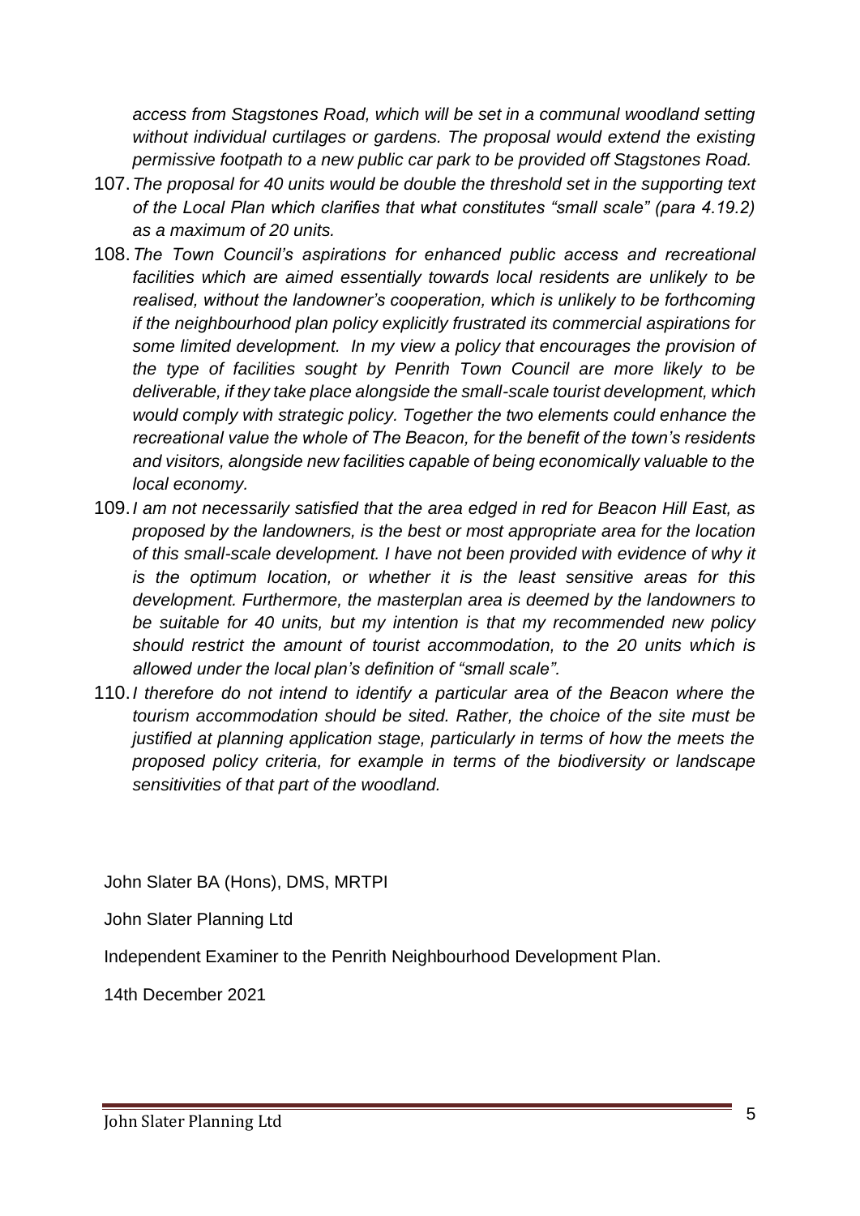*access from Stagstones Road, which will be set in a communal woodland setting without individual curtilages or gardens. The proposal would extend the existing permissive footpath to a new public car park to be provided off Stagstones Road.*

107. *The proposal for 40 units would be double the threshold set in the supporting text of the Local Plan which clarifies that what constitutes "small scale" (para 4.19.2) as a maximum of 20 units.*

108. *The Town Council's aspirations for enhanced public access and recreational facilities which are aimed essentially towards local residents are unlikely to be realised, without the landowner's cooperation, which is unlikely to be forthcoming if the neighbourhood plan policy explicitly frustrated its commercial aspirations for some limited development. In my view a policy that encourages the provision of the type of facilities sought by Penrith Town Council are more likely to be deliverable, if they take place alongside the small-scale tourist development, which would comply with strategic policy. Together the two elements could enhance the recreational value the whole of The Beacon, for the benefit of the town's residents and visitors, alongside new facilities capable of being economically valuable to the local economy.*

109. *I am not necessarily satisfied that the area edged in red for Beacon Hill East, as proposed by the landowners, is the best or most appropriate area for the location of this small-scale development. I have not been provided with evidence of why it is the optimum location, or whether it is the least sensitive areas for this development. Furthermore, the masterplan area is deemed by the landowners to be suitable for 40 units, but my intention is that my recommended new policy should restrict the amount of tourist accommodation, to the 20 units which is allowed under the local plan's definition of "small scale".*

110. *I therefore do not intend to identify a particular area of the Beacon where the tourism accommodation should be sited. Rather, the choice of the site must be justified at planning application stage, particularly in terms of how the meets the proposed policy criteria, for example in terms of the biodiversity or landscape sensitivities of that part of the woodland.*

John Slater BA (Hons), DMS, MRTPI

John Slater Planning Ltd

Independent Examiner to the Penrith Neighbourhood Development Plan.

14th December 2021